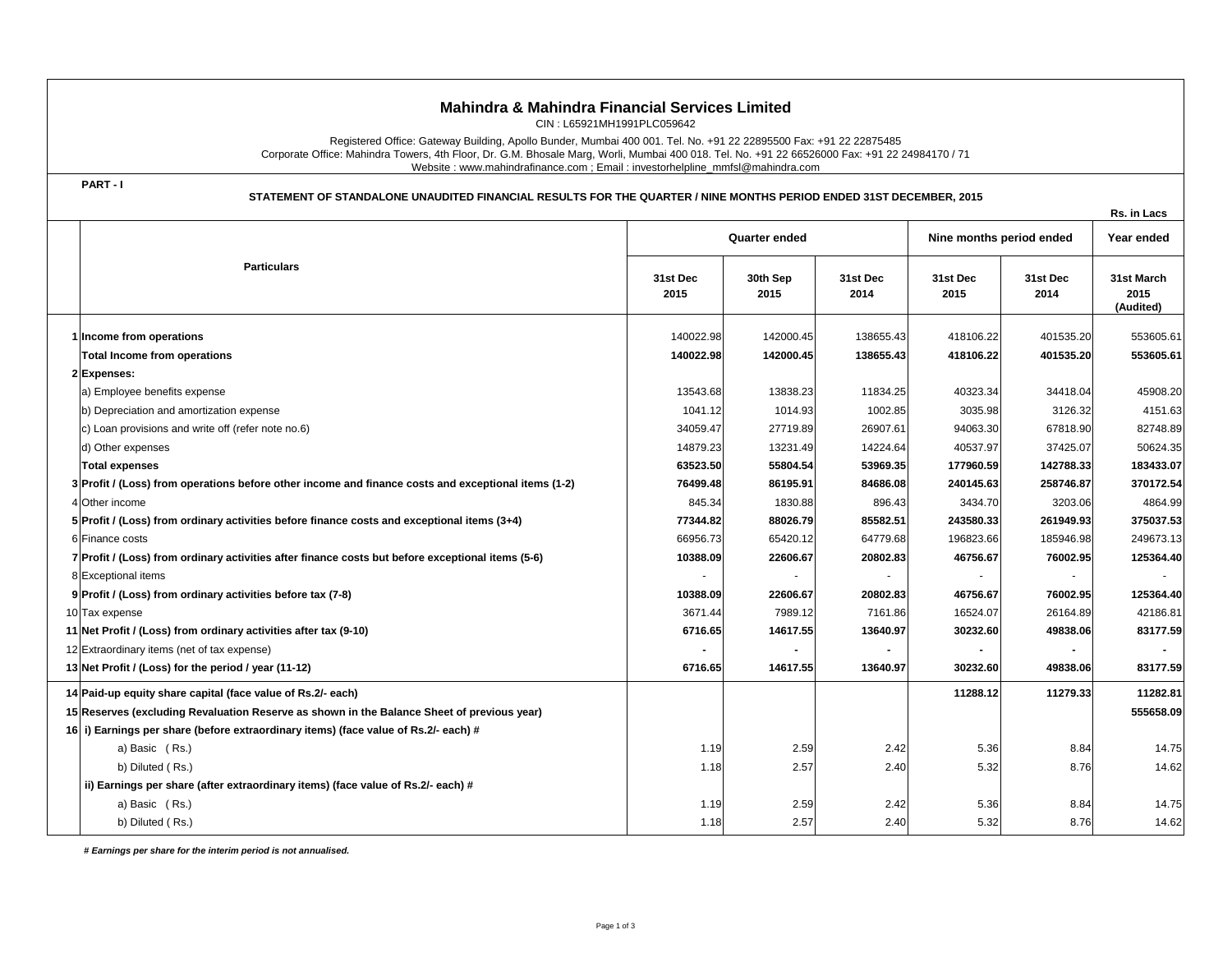# Mahindra & Mahindra Financial Services Limited

CIN : L65921MH1991PLC059642

Registered Office: Gateway Building, Apollo Bunder, Mumbai 400 001. Tel. No. +91 22 22895500 Fax: +91 22 22875485
Corporate Office: Mahindra Towers, 4th Floor, Dr. G.M. Bhosale Marg, Worli, Mumbai 400 018. Tel. No. +91 22 66526000 Fax: +91 22 24984170 / 71
Website : www.mahindrafinance.com ; Email : investorhelpline_mmfsl@mahindra.com

**PART - I**

**STATEMENT OF STANDALONE UNAUDITED FINANCIAL RESULTS FOR THE QUARTER / NINE MONTHS PERIOD ENDED 31ST DECEMBER, 2015**

Rs. in Lacs

| | Particulars | Quarter ended | | | Nine months period ended | | Year ended |
|---|---|---|---|---|---|---|---|
| | | 31st Dec 2015 | 30th Sep 2015 | 31st Dec 2014 | 31st Dec 2015 | 31st Dec 2014 | 31st March 2015 (Audited) |
| 1 | **Income from operations** | 140022.98 | 142000.45 | 138655.43 | 418106.22 | 401535.20 | 553605.61 |
| | **Total Income from operations** | **140022.98** | **142000.45** | **138655.43** | **418106.22** | **401535.20** | **553605.61** |
| 2 | **Expenses:** | | | | | | |
| | a) Employee benefits expense | 13543.68 | 13838.23 | 11834.25 | 40323.34 | 34418.04 | 45908.20 |
| | b) Depreciation and amortization expense | 1041.12 | 1014.93 | 1002.85 | 3035.98 | 3126.32 | 4151.63 |
| | c) Loan provisions and write off (refer note no.6) | 34059.47 | 27719.89 | 26907.61 | 94063.30 | 67818.90 | 82748.89 |
| | d) Other expenses | 14879.23 | 13231.49 | 14224.64 | 40537.97 | 37425.07 | 50624.35 |
| | **Total expenses** | **63523.50** | **55804.54** | **53969.35** | **177960.59** | **142788.33** | **183433.07** |
| 3 | **Profit / (Loss) from operations before other income and finance costs and exceptional items (1-2)** | **76499.48** | **86195.91** | **84686.08** | **240145.63** | **258746.87** | **370172.54** |
| 4 | Other income | 845.34 | 1830.88 | 896.43 | 3434.70 | 3203.06 | 4864.99 |
| 5 | **Profit / (Loss) from ordinary activities before finance costs and exceptional items (3+4)** | **77344.82** | **88026.79** | **85582.51** | **243580.33** | **261949.93** | **375037.53** |
| 6 | Finance costs | 66956.73 | 65420.12 | 64779.68 | 196823.66 | 185946.98 | 249673.13 |
| 7 | **Profit / (Loss) from ordinary activities after finance costs but before exceptional items (5-6)** | **10388.09** | **22606.67** | **20802.83** | **46756.67** | **76002.95** | **125364.40** |
| 8 | Exceptional items | - | - | - | - | - | - |
| 9 | **Profit / (Loss) from ordinary activities before tax (7-8)** | **10388.09** | **22606.67** | **20802.83** | **46756.67** | **76002.95** | **125364.40** |
| 10 | Tax expense | 3671.44 | 7989.12 | 7161.86 | 16524.07 | 26164.89 | 42186.81 |
| 11 | **Net Profit / (Loss) from ordinary activities after tax (9-10)** | **6716.65** | **14617.55** | **13640.97** | **30232.60** | **49838.06** | **83177.59** |
| 12 | Extraordinary items (net of tax expense) | - | - | - | - | - | - |
| 13 | **Net Profit / (Loss) for the period / year (11-12)** | **6716.65** | **14617.55** | **13640.97** | **30232.60** | **49838.06** | **83177.59** |
| 14 | **Paid-up equity share capital (face value of Rs.2/- each)** | | | | **11288.12** | **11279.33** | **11282.81** |
| 15 | **Reserves (excluding Revaluation Reserve as shown in the Balance Sheet of previous year)** | | | | | | **555658.09** |
| 16 | **i) Earnings per share (before extraordinary items) (face value of Rs.2/- each) #** | | | | | | |
| | a) Basic ( Rs.) | 1.19 | 2.59 | 2.42 | 5.36 | 8.84 | 14.75 |
| | b) Diluted ( Rs.) | 1.18 | 2.57 | 2.40 | 5.32 | 8.76 | 14.62 |
| | **ii) Earnings per share (after extraordinary items) (face value of Rs.2/- each) #** | | | | | | |
| | a) Basic ( Rs.) | 1.19 | 2.59 | 2.42 | 5.36 | 8.84 | 14.75 |
| | b) Diluted ( Rs.) | 1.18 | 2.57 | 2.40 | 5.32 | 8.76 | 14.62 |

***# Earnings per share for the interim period is not annualised.***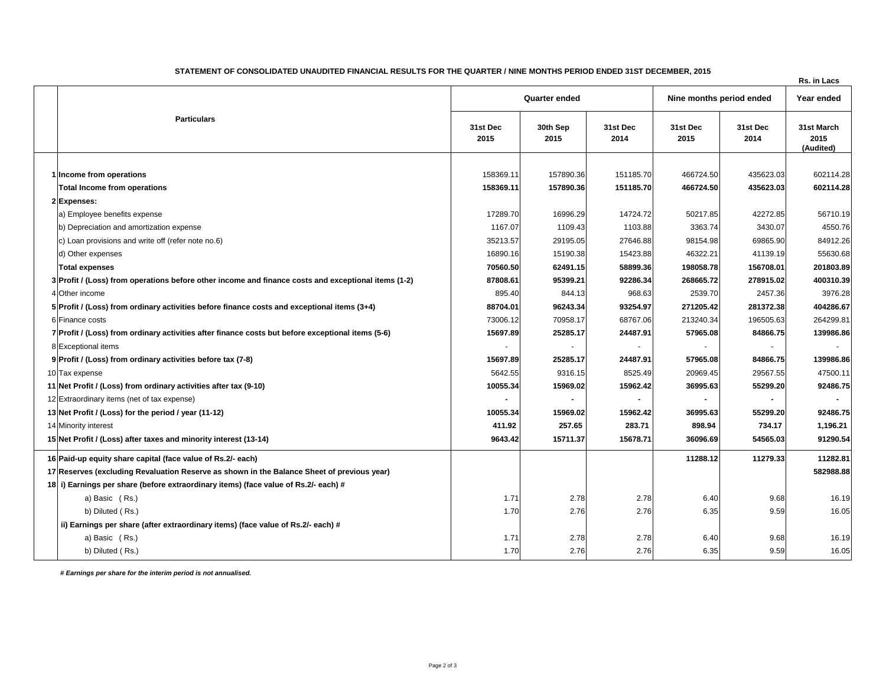## STATEMENT OF CONSOLIDATED UNAUDITED FINANCIAL RESULTS FOR THE QUARTER / NINE MONTHS PERIOD ENDED 31ST DECEMBER, 2015

Rs. in Lacs

| | Particulars | Quarter ended | | | Nine months period ended | | Year ended |
|---|---|---|---|---|---|---|---|
| | | 31st Dec 2015 | 30th Sep 2015 | 31st Dec 2014 | 31st Dec 2015 | 31st Dec 2014 | 31st March 2015 (Audited) |
| 1 | **Income from operations** | 158369.11 | 157890.36 | 151185.70 | 466724.50 | 435623.03 | 602114.28 |
| | **Total Income from operations** | **158369.11** | **157890.36** | **151185.70** | **466724.50** | **435623.03** | **602114.28** |
| 2 | **Expenses:** | | | | | | |
| | a) Employee benefits expense | 17289.70 | 16996.29 | 14724.72 | 50217.85 | 42272.85 | 56710.19 |
| | b) Depreciation and amortization expense | 1167.07 | 1109.43 | 1103.88 | 3363.74 | 3430.07 | 4550.76 |
| | c) Loan provisions and write off (refer note no.6) | 35213.57 | 29195.05 | 27646.88 | 98154.98 | 69865.90 | 84912.26 |
| | d) Other expenses | 16890.16 | 15190.38 | 15423.88 | 46322.21 | 41139.19 | 55630.68 |
| | **Total expenses** | **70560.50** | **62491.15** | **58899.36** | **198058.78** | **156708.01** | **201803.89** |
| 3 | **Profit / (Loss) from operations before other income and finance costs and exceptional items (1-2)** | **87808.61** | **95399.21** | **92286.34** | **268665.72** | **278915.02** | **400310.39** |
| 4 | Other income | 895.40 | 844.13 | 968.63 | 2539.70 | 2457.36 | 3976.28 |
| 5 | **Profit / (Loss) from ordinary activities before finance costs and exceptional items (3+4)** | **88704.01** | **96243.34** | **93254.97** | **271205.42** | **281372.38** | **404286.67** |
| 6 | Finance costs | 73006.12 | 70958.17 | 68767.06 | 213240.34 | 196505.63 | 264299.81 |
| 7 | **Profit / (Loss) from ordinary activities after finance costs but before exceptional items (5-6)** | **15697.89** | **25285.17** | **24487.91** | **57965.08** | **84866.75** | **139986.86** |
| 8 | Exceptional items | - | - | - | - | - | - |
| 9 | **Profit / (Loss) from ordinary activities before tax (7-8)** | **15697.89** | **25285.17** | **24487.91** | **57965.08** | **84866.75** | **139986.86** |
| 10 | Tax expense | 5642.55 | 9316.15 | 8525.49 | 20969.45 | 29567.55 | 47500.11 |
| 11 | **Net Profit / (Loss) from ordinary activities after tax (9-10)** | **10055.34** | **15969.02** | **15962.42** | **36995.63** | **55299.20** | **92486.75** |
| 12 | Extraordinary items (net of tax expense) | - | - | - | - | - | - |
| 13 | **Net Profit / (Loss) for the period / year (11-12)** | **10055.34** | **15969.02** | **15962.42** | **36995.63** | **55299.20** | **92486.75** |
| 14 | Minority interest | **411.92** | **257.65** | **283.71** | **898.94** | **734.17** | **1,196.21** |
| 15 | **Net Profit / (Loss) after taxes and minority interest (13-14)** | **9643.42** | **15711.37** | **15678.71** | **36096.69** | **54565.03** | **91290.54** |
| 16 | **Paid-up equity share capital (face value of Rs.2/- each)** | | | | **11288.12** | **11279.33** | **11282.81** |
| 17 | **Reserves (excluding Revaluation Reserve as shown in the Balance Sheet of previous year)** | | | | | | **582988.88** |
| 18 | **i) Earnings per share (before extraordinary items) (face value of Rs.2/- each) #** | | | | | | |
| | a) Basic (Rs.) | 1.71 | 2.78 | 2.78 | 6.40 | 9.68 | 16.19 |
| | b) Diluted ( Rs.) | 1.70 | 2.76 | 2.76 | 6.35 | 9.59 | 16.05 |
| | **ii) Earnings per share (after extraordinary items) (face value of Rs.2/- each) #** | | | | | | |
| | a) Basic (Rs.) | 1.71 | 2.78 | 2.78 | 6.40 | 9.68 | 16.19 |
| | b) Diluted ( Rs.) | 1.70 | 2.76 | 2.76 | 6.35 | 9.59 | 16.05 |

***# Earnings per share for the interim period is not annualised.***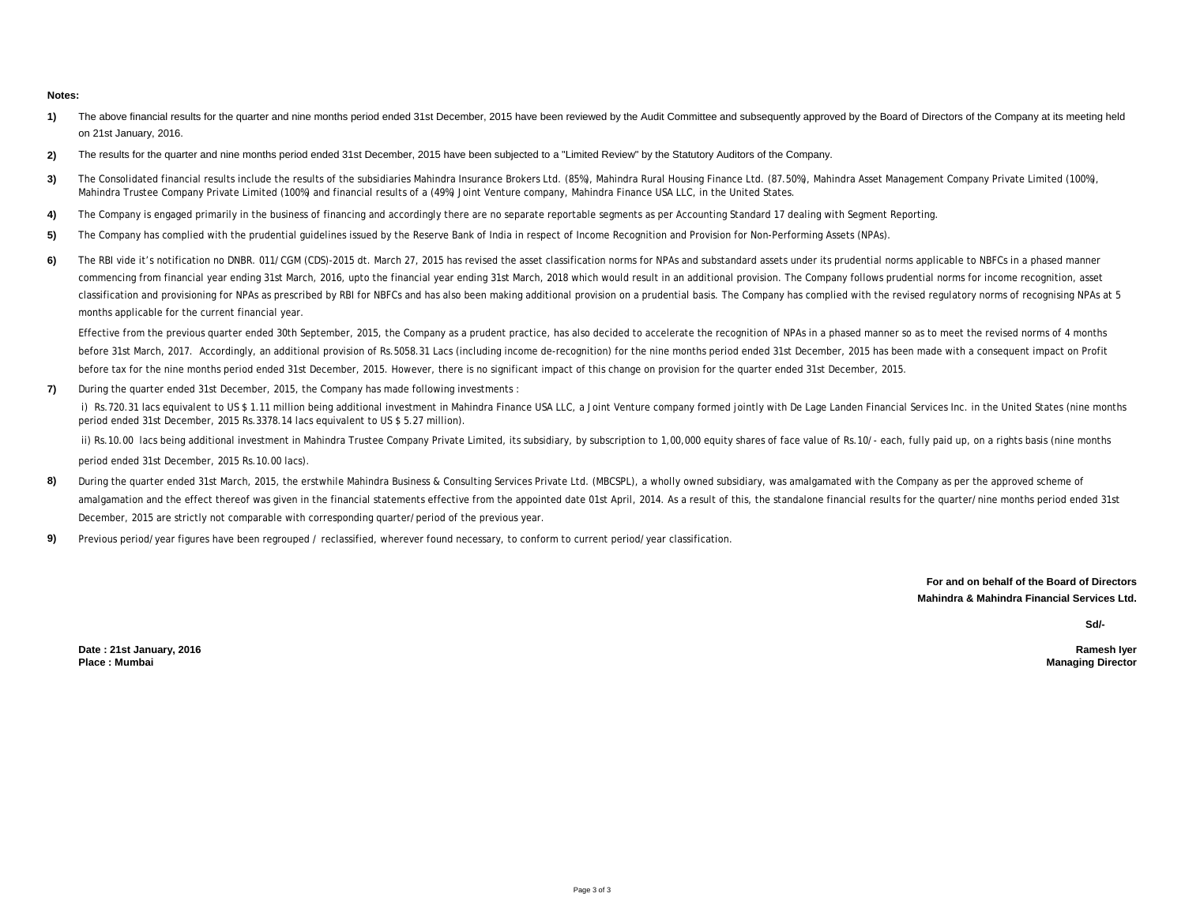**Notes:**

1) The above financial results for the quarter and nine months period ended 31st December, 2015 have been reviewed by the Audit Committee and subsequently approved by the Board of Directors of the Company at its meeting held on 21st January, 2016.

2) The results for the quarter and nine months period ended 31st December, 2015 have been subjected to a "Limited Review" by the Statutory Auditors of the Company.

3) The Consolidated financial results include the results of the subsidiaries Mahindra Insurance Brokers Ltd. (85%), Mahindra Rural Housing Finance Ltd. (87.50%), Mahindra Asset Management Company Private Limited (100%), Mahindra Trustee Company Private Limited (100%) and financial results of a (49%) Joint Venture company, Mahindra Finance USA LLC, in the United States.

4) The Company is engaged primarily in the business of financing and accordingly there are no separate reportable segments as per Accounting Standard 17 dealing with Segment Reporting.

5) The Company has complied with the prudential guidelines issued by the Reserve Bank of India in respect of Income Recognition and Provision for Non-Performing Assets (NPAs).

6) The RBI vide it's notification no DNBR. 011/CGM (CDS)-2015 dt. March 27, 2015 has revised the asset classification norms for NPAs and substandard assets under its prudential norms applicable to NBFCs in a phased manner commencing from financial year ending 31st March, 2016, upto the financial year ending 31st March, 2018 which would result in an additional provision. The Company follows prudential norms for income recognition, asset classification and provisioning for NPAs as prescribed by RBI for NBFCs and has also been making additional provision on a prudential basis. The Company has complied with the revised regulatory norms of recognising NPAs at 5 months applicable for the current financial year.

   Effective from the previous quarter ended 30th September, 2015, the Company as a prudent practice, has also decided to accelerate the recognition of NPAs in a phased manner so as to meet the revised norms of 4 months before 31st March, 2017. Accordingly, an additional provision of Rs.5058.31 Lacs (including income de-recognition) for the nine months period ended 31st December, 2015 has been made with a consequent impact on Profit before tax for the nine months period ended 31st December, 2015. However, there is no significant impact of this change on provision for the quarter ended 31st December, 2015.

7) During the quarter ended 31st December, 2015, the Company has made following investments :

   i) Rs.720.31 lacs equivalent to US $ 1.11 million being additional investment in Mahindra Finance USA LLC, a Joint Venture company formed jointly with De Lage Landen Financial Services Inc. in the United States (nine months period ended 31st December, 2015 Rs.3378.14 lacs equivalent to US $ 5.27 million).

   ii) Rs.10.00 lacs being additional investment in Mahindra Trustee Company Private Limited, its subsidiary, by subscription to 1,00,000 equity shares of face value of Rs.10/- each, fully paid up, on a rights basis (nine months period ended 31st December, 2015 Rs.10.00 lacs).

8) During the quarter ended 31st March, 2015, the erstwhile Mahindra Business & Consulting Services Private Ltd. (MBCSPL), a wholly owned subsidiary, was amalgamated with the Company as per the approved scheme of amalgamation and the effect thereof was given in the financial statements effective from the appointed date 01st April, 2014. As a result of this, the standalone financial results for the quarter/nine months period ended 31st December, 2015 are strictly not comparable with corresponding quarter/period of the previous year.

9) Previous period/year figures have been regrouped / reclassified, wherever found necessary, to conform to current period/year classification.

**For and on behalf of the Board of Directors**
**Mahindra & Mahindra Financial Services Ltd.**

**Sd/-**

**Ramesh Iyer**
**Managing Director**

**Date : 21st January, 2016**
**Place : Mumbai**